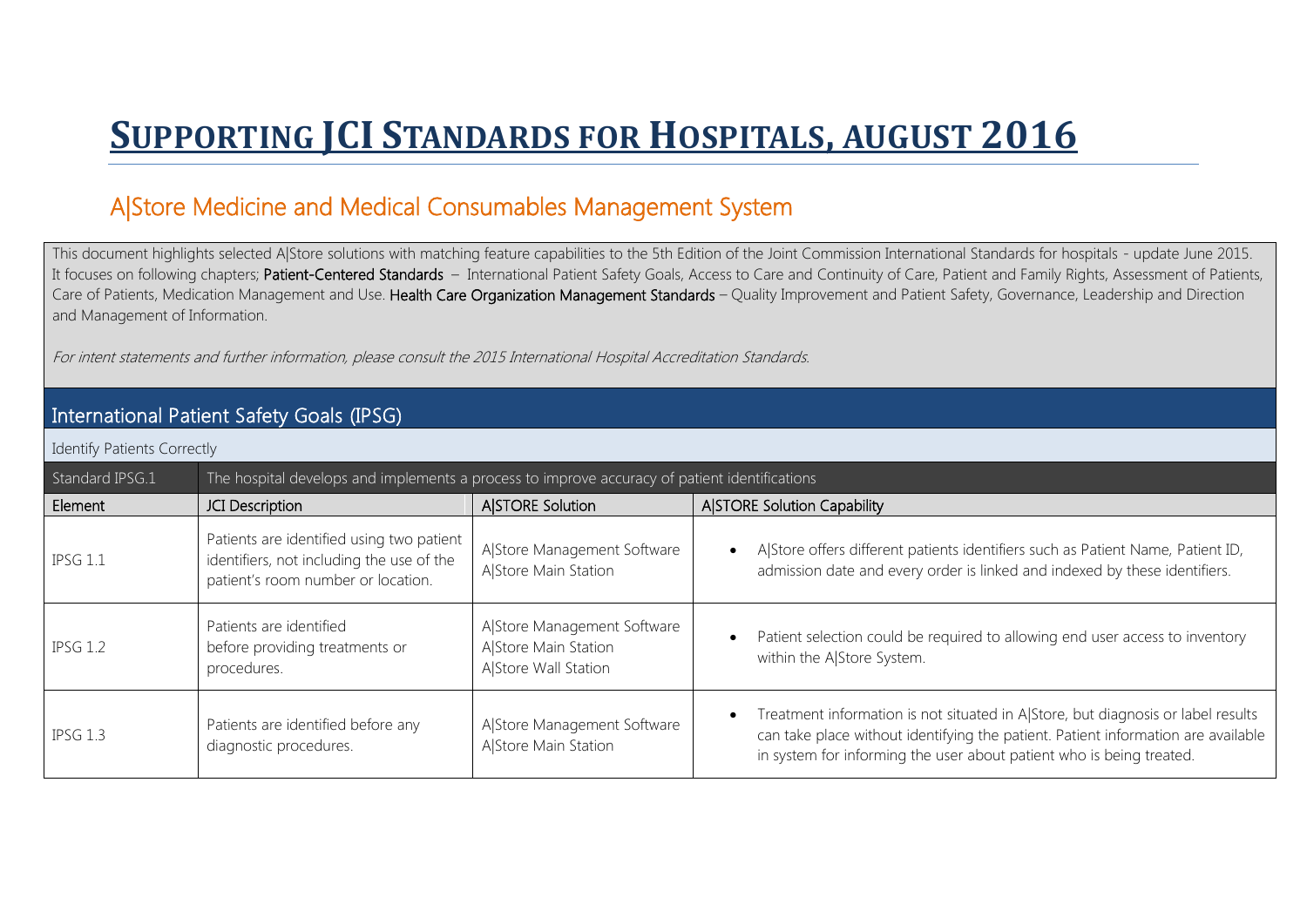# SUPPORTING JCI STANDARDS FOR HOSPITALS, AUGUST 2016

## A|Store Medicine and Medical Consumables Management System

This document highlights selected A|Store solutions with matching feature capabilities to the 5th Edition of the Joint Commission International Standards for hospitals - update June 2015. It focuses on following chapters; Patient-Centered Standards – International Patient Safety Goals, Access to Care and Continuity of Care, Patient and Family Rights, Assessment of Patients, Care of Patients, Medication Management and Use. Health Care Organization Management Standards – Quality Improvement and Patient Safety, Governance, Leadership and Direction and Management of Information.

*For intent statements and further information, please consult the 2015 International Hospital Accreditation Standards.*

## International Patient Safety Goals (IPSG)

### Identify Patients Correctly

| Standard IPSG.1 | The hospital develops and implements a process to improve accuracy of patient identifications | | |
|---|---|---|---|
| **Element** | **JCI Description** | **A\|STORE Solution** | **A\|STORE Solution Capability** |
| IPSG 1.1 | Patients are identified using two patient identifiers, not including the use of the patient's room number or location. | A\|Store Management Software<br>A\|Store Main Station | • A\|Store offers different patients identifiers such as Patient Name, Patient ID, admission date and every order is linked and indexed by these identifiers. |
| IPSG 1.2 | Patients are identified before providing treatments or procedures. | A\|Store Management Software<br>A\|Store Main Station<br>A\|Store Wall Station | • Patient selection could be required to allowing end user access to inventory within the A\|Store System. |
| IPSG 1.3 | Patients are identified before any diagnostic procedures. | A\|Store Management Software<br>A\|Store Main Station | • Treatment information is not situated in A\|Store, but diagnosis or label results can take place without identifying the patient. Patient information are available in system for informing the user about patient who is being treated. |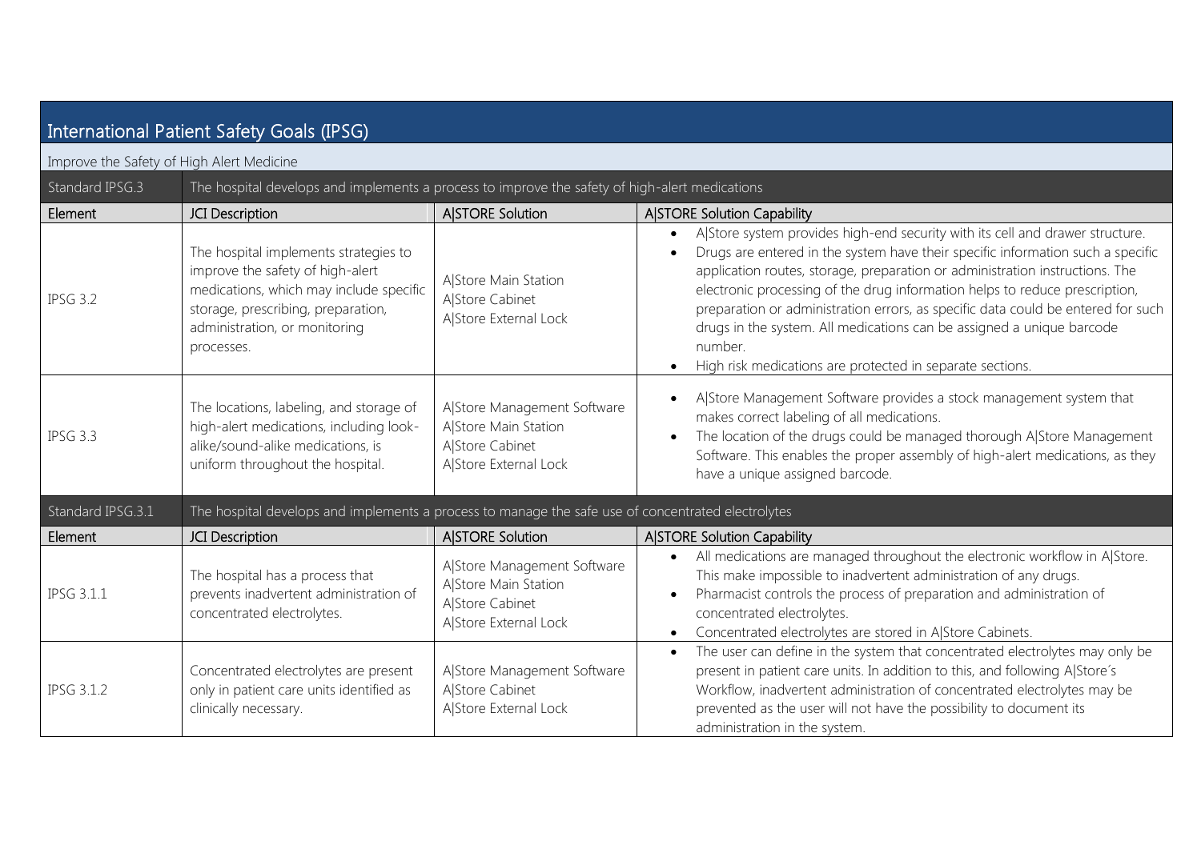## International Patient Safety Goals (IPSG)

### Improve the Safety of High Alert Medicine

| Standard IPSG.3 | The hospital develops and implements a process to improve the safety of high-alert medications | | |
|---|---|---|---|
| **Element** | **JCI Description** | **A\|STORE Solution** | **A\|STORE Solution Capability** |
| IPSG 3.2 | The hospital implements strategies to improve the safety of high-alert medications, which may include specific storage, prescribing, preparation, administration, or monitoring processes. | A\|Store Main Station<br>A\|Store Cabinet<br>A\|Store External Lock | • A\|Store system provides high-end security with its cell and drawer structure.<br>• Drugs are entered in the system have their specific information such a specific application routes, storage, preparation or administration instructions. The electronic processing of the drug information helps to reduce prescription, preparation or administration errors, as specific data could be entered for such drugs in the system. All medications can be assigned a unique barcode number.<br>• High risk medications are protected in separate sections. |
| IPSG 3.3 | The locations, labeling, and storage of high-alert medications, including look-alike/sound-alike medications, is uniform throughout the hospital. | A\|Store Management Software<br>A\|Store Main Station<br>A\|Store Cabinet<br>A\|Store External Lock | • A\|Store Management Software provides a stock management system that makes correct labeling of all medications.<br>• The location of the drugs could be managed thorough A\|Store Management Software. This enables the proper assembly of high-alert medications, as they have a unique assigned barcode. |

| Standard IPSG.3.1 | The hospital develops and implements a process to manage the safe use of concentrated electrolytes | | |
|---|---|---|---|
| **Element** | **JCI Description** | **A\|STORE Solution** | **A\|STORE Solution Capability** |
| IPSG 3.1.1 | The hospital has a process that prevents inadvertent administration of concentrated electrolytes. | A\|Store Management Software<br>A\|Store Main Station<br>A\|Store Cabinet<br>A\|Store External Lock | • All medications are managed throughout the electronic workflow in A\|Store. This make impossible to inadvertent administration of any drugs.<br>• Pharmacist controls the process of preparation and administration of concentrated electrolytes.<br>• Concentrated electrolytes are stored in A\|Store Cabinets. |
| IPSG 3.1.2 | Concentrated electrolytes are present only in patient care units identified as clinically necessary. | A\|Store Management Software<br>A\|Store Cabinet<br>A\|Store External Lock | • The user can define in the system that concentrated electrolytes may only be present in patient care units. In addition to this, and following A\|Store´s Workflow, inadvertent administration of concentrated electrolytes may be prevented as the user will not have the possibility to document its administration in the system. |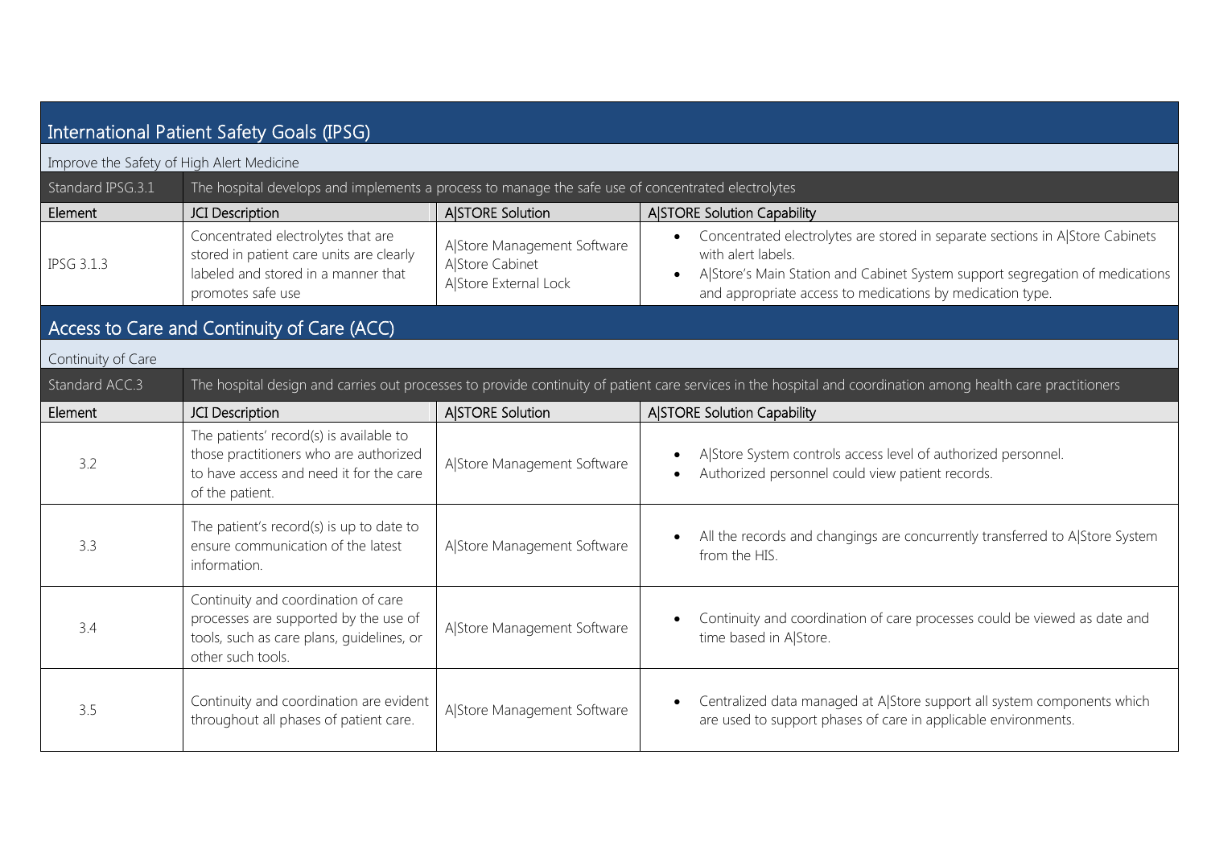## International Patient Safety Goals (IPSG)

### Improve the Safety of High Alert Medicine

| Standard IPSG.3.1 | The hospital develops and implements a process to manage the safe use of concentrated electrolytes | | |
|---|---|---|---|
| **Element** | **JCI Description** | **A\|STORE Solution** | **A\|STORE Solution Capability** |
| IPSG 3.1.3 | Concentrated electrolytes that are stored in patient care units are clearly labeled and stored in a manner that promotes safe use | A\|Store Management Software<br>A\|Store Cabinet<br>A\|Store External Lock | • Concentrated electrolytes are stored in separate sections in A\|Store Cabinets with alert labels.<br>• A\|Store's Main Station and Cabinet System support segregation of medications and appropriate access to medications by medication type. |

## Access to Care and Continuity of Care (ACC)

### Continuity of Care

| Standard ACC.3 | The hospital design and carries out processes to provide continuity of patient care services in the hospital and coordination among health care practitioners | | |
|---|---|---|---|
| **Element** | **JCI Description** | **A\|STORE Solution** | **A\|STORE Solution Capability** |
| 3.2 | The patients' record(s) is available to those practitioners who are authorized to have access and need it for the care of the patient. | A\|Store Management Software | • A\|Store System controls access level of authorized personnel.<br>• Authorized personnel could view patient records. |
| 3.3 | The patient's record(s) is up to date to ensure communication of the latest information. | A\|Store Management Software | • All the records and changings are concurrently transferred to A\|Store System from the HIS. |
| 3.4 | Continuity and coordination of care processes are supported by the use of tools, such as care plans, guidelines, or other such tools. | A\|Store Management Software | • Continuity and coordination of care processes could be viewed as date and time based in A\|Store. |
| 3.5 | Continuity and coordination are evident throughout all phases of patient care. | A\|Store Management Software | • Centralized data managed at A\|Store support all system components which are used to support phases of care in applicable environments. |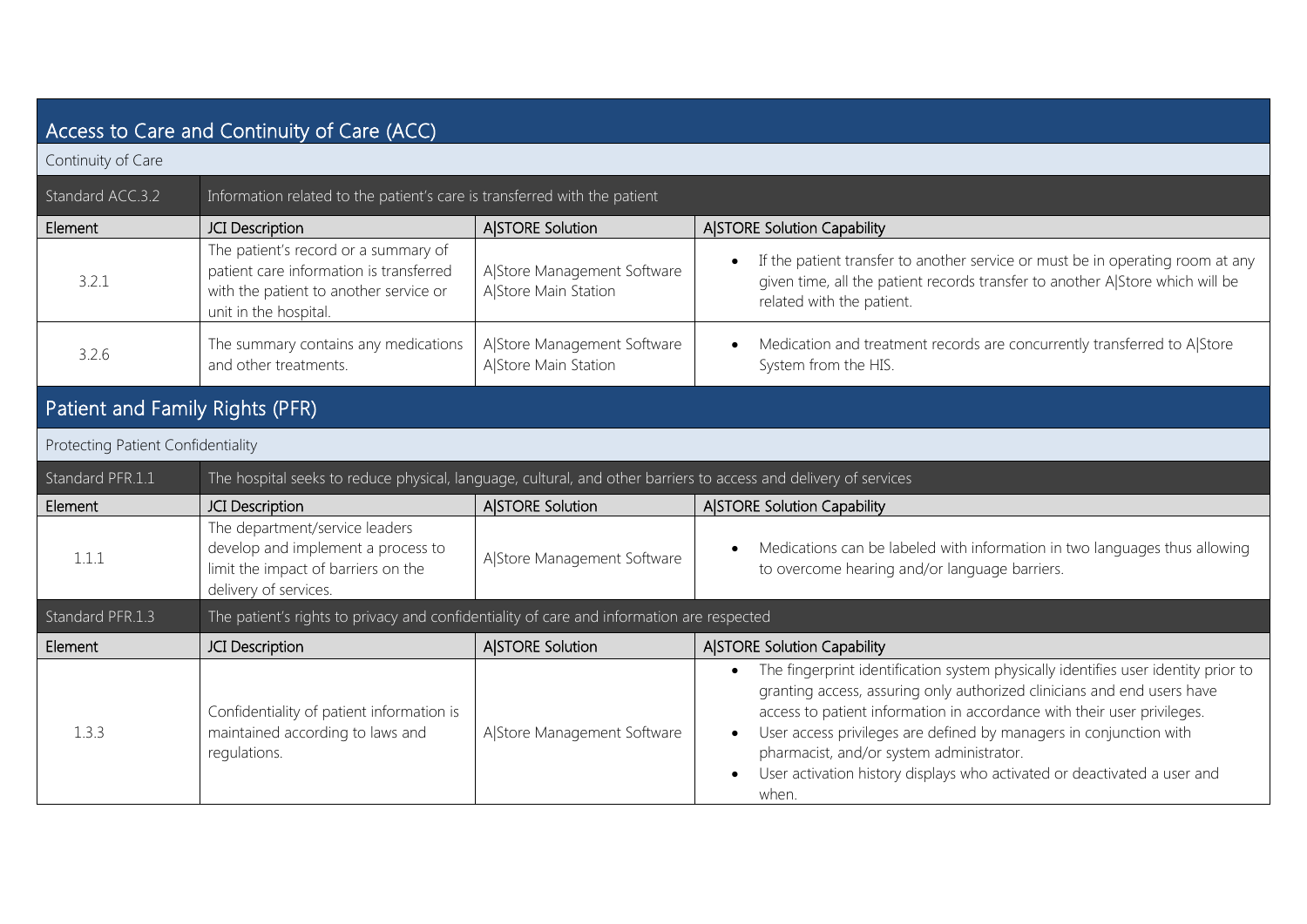## Access to Care and Continuity of Care (ACC)

### Continuity of Care

| Standard ACC.3.2 | Information related to the patient's care is transferred with the patient | | |
|---|---|---|---|
| **Element** | **JCI Description** | **A\|STORE Solution** | **A\|STORE Solution Capability** |
| 3.2.1 | The patient's record or a summary of patient care information is transferred with the patient to another service or unit in the hospital. | A\|Store Management Software<br>A\|Store Main Station | • If the patient transfer to another service or must be in operating room at any given time, all the patient records transfer to another A\|Store which will be related with the patient. |
| 3.2.6 | The summary contains any medications and other treatments. | A\|Store Management Software<br>A\|Store Main Station | • Medication and treatment records are concurrently transferred to A\|Store System from the HIS. |

## Patient and Family Rights (PFR)

### Protecting Patient Confidentiality

| Standard PFR.1.1 | The hospital seeks to reduce physical, language, cultural, and other barriers to access and delivery of services | | |
|---|---|---|---|
| **Element** | **JCI Description** | **A\|STORE Solution** | **A\|STORE Solution Capability** |
| 1.1.1 | The department/service leaders develop and implement a process to limit the impact of barriers on the delivery of services. | A\|Store Management Software | • Medications can be labeled with information in two languages thus allowing to overcome hearing and/or language barriers. |
| **Standard PFR.1.3** | **The patient's rights to privacy and confidentiality of care and information are respected** | | |
| **Element** | **JCI Description** | **A\|STORE Solution** | **A\|STORE Solution Capability** |
| 1.3.3 | Confidentiality of patient information is maintained according to laws and regulations. | A\|Store Management Software | • The fingerprint identification system physically identifies user identity prior to granting access, assuring only authorized clinicians and end users have access to patient information in accordance with their user privileges.<br>• User access privileges are defined by managers in conjunction with pharmacist, and/or system administrator.<br>• User activation history displays who activated or deactivated a user and when. |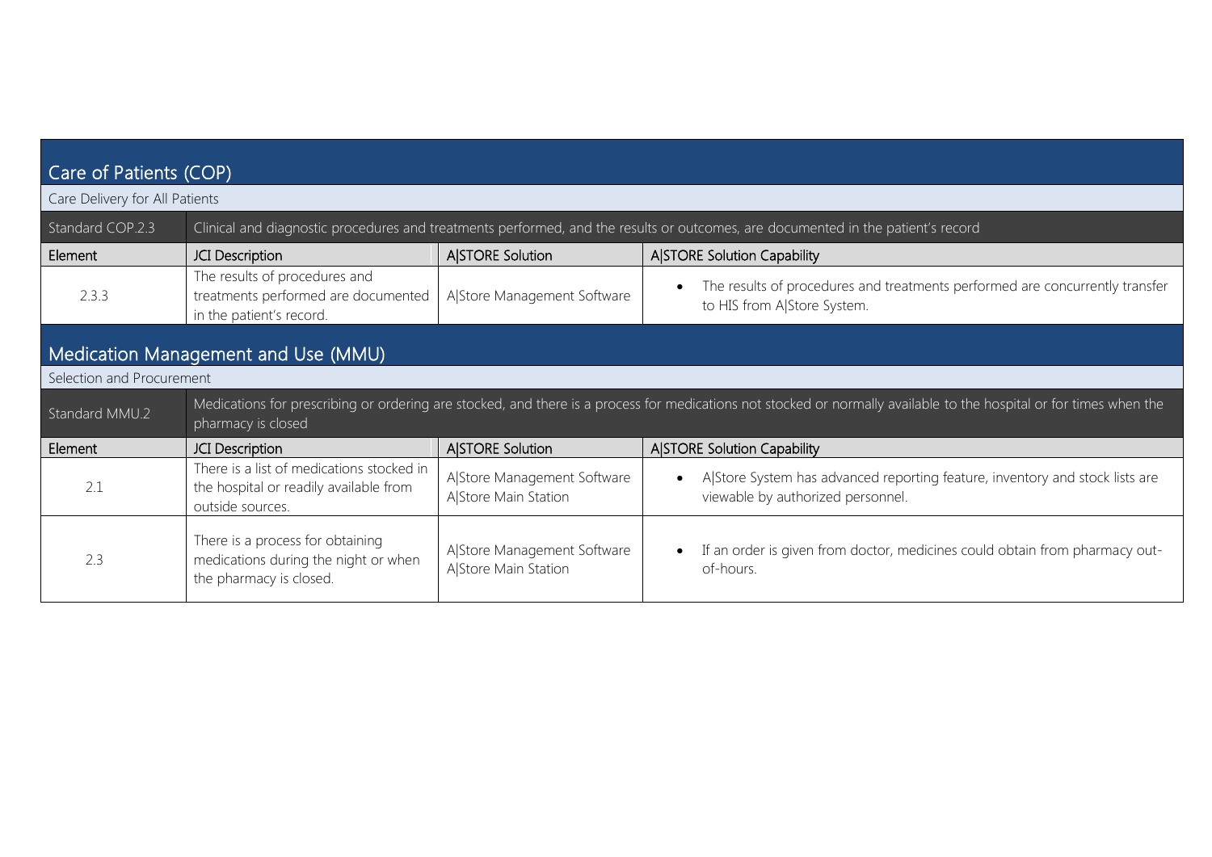## Care of Patients (COP)

Care Delivery for All Patients

| Standard COP.2.3 | Clinical and diagnostic procedures and treatments performed, and the results or outcomes, are documented in the patient's record | | |
|---|---|---|---|
| **Element** | **JCI Description** | **A\|STORE Solution** | **A\|STORE Solution Capability** |
| 2.3.3 | The results of procedures and treatments performed are documented in the patient's record. | A\|Store Management Software | • The results of procedures and treatments performed are concurrently transfer to HIS from A\|Store System. |

## Medication Management and Use (MMU)

Selection and Procurement

| Standard MMU.2 | Medications for prescribing or ordering are stocked, and there is a process for medications not stocked or normally available to the hospital or for times when the pharmacy is closed | | |
|---|---|---|---|
| **Element** | **JCI Description** | **A\|STORE Solution** | **A\|STORE Solution Capability** |
| 2.1 | There is a list of medications stocked in the hospital or readily available from outside sources. | A\|Store Management Software<br>A\|Store Main Station | • A\|Store System has advanced reporting feature, inventory and stock lists are viewable by authorized personnel. |
| 2.3 | There is a process for obtaining medications during the night or when the pharmacy is closed. | A\|Store Management Software<br>A\|Store Main Station | • If an order is given from doctor, medicines could obtain from pharmacy out-of-hours. |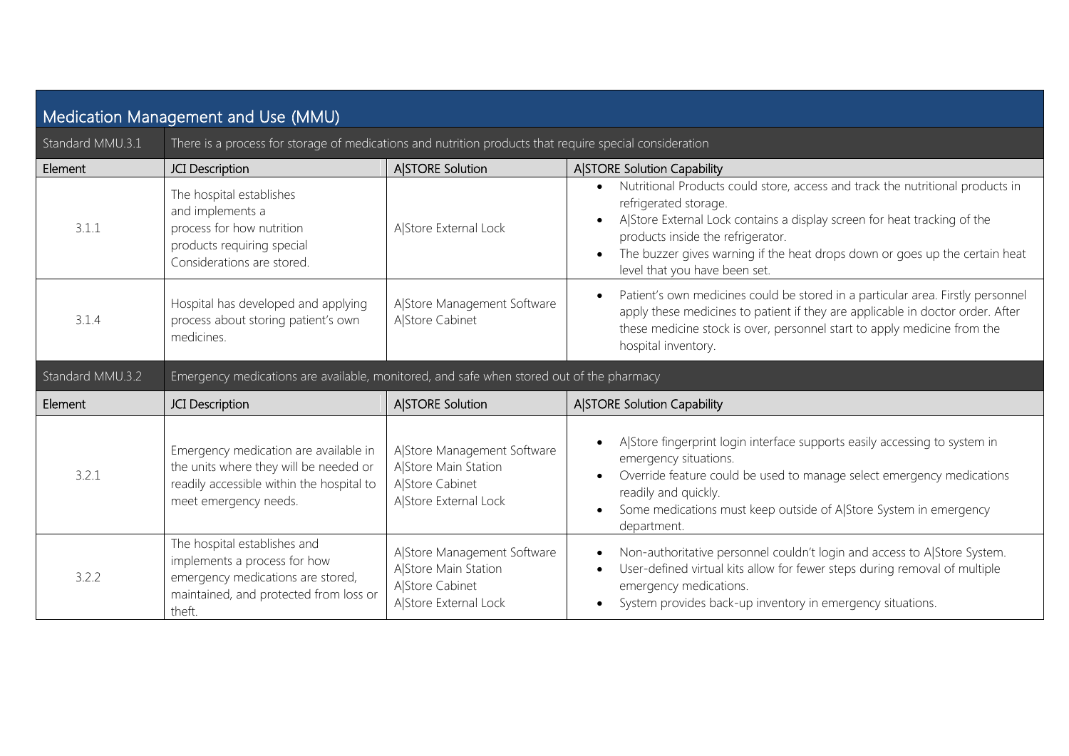## Medication Management and Use (MMU)

| Standard MMU.3.1 | There is a process for storage of medications and nutrition products that require special consideration | | |
|---|---|---|---|
| **Element** | **JCI Description** | **A\|STORE Solution** | **A\|STORE Solution Capability** |
| 3.1.1 | The hospital establishes and implements a process for how nutrition products requiring special Considerations are stored. | A\|Store External Lock | • Nutritional Products could store, access and track the nutritional products in refrigerated storage.<br>• A\|Store External Lock contains a display screen for heat tracking of the products inside the refrigerator.<br>• The buzzer gives warning if the heat drops down or goes up the certain heat level that you have been set. |
| 3.1.4 | Hospital has developed and applying process about storing patient's own medicines. | A\|Store Management Software<br>A\|Store Cabinet | • Patient's own medicines could be stored in a particular area. Firstly personnel apply these medicines to patient if they are applicable in doctor order. After these medicine stock is over, personnel start to apply medicine from the hospital inventory. |
| **Standard MMU.3.2** | **Emergency medications are available, monitored, and safe when stored out of the pharmacy** | | |
| **Element** | **JCI Description** | **A\|STORE Solution** | **A\|STORE Solution Capability** |
| 3.2.1 | Emergency medication are available in the units where they will be needed or readily accessible within the hospital to meet emergency needs. | A\|Store Management Software<br>A\|Store Main Station<br>A\|Store Cabinet<br>A\|Store External Lock | • A\|Store fingerprint login interface supports easily accessing to system in emergency situations.<br>• Override feature could be used to manage select emergency medications readily and quickly.<br>• Some medications must keep outside of A\|Store System in emergency department. |
| 3.2.2 | The hospital establishes and implements a process for how emergency medications are stored, maintained, and protected from loss or theft. | A\|Store Management Software<br>A\|Store Main Station<br>A\|Store Cabinet<br>A\|Store External Lock | • Non-authoritative personnel couldn't login and access to A\|Store System.<br>• User-defined virtual kits allow for fewer steps during removal of multiple emergency medications.<br>• System provides back-up inventory in emergency situations. |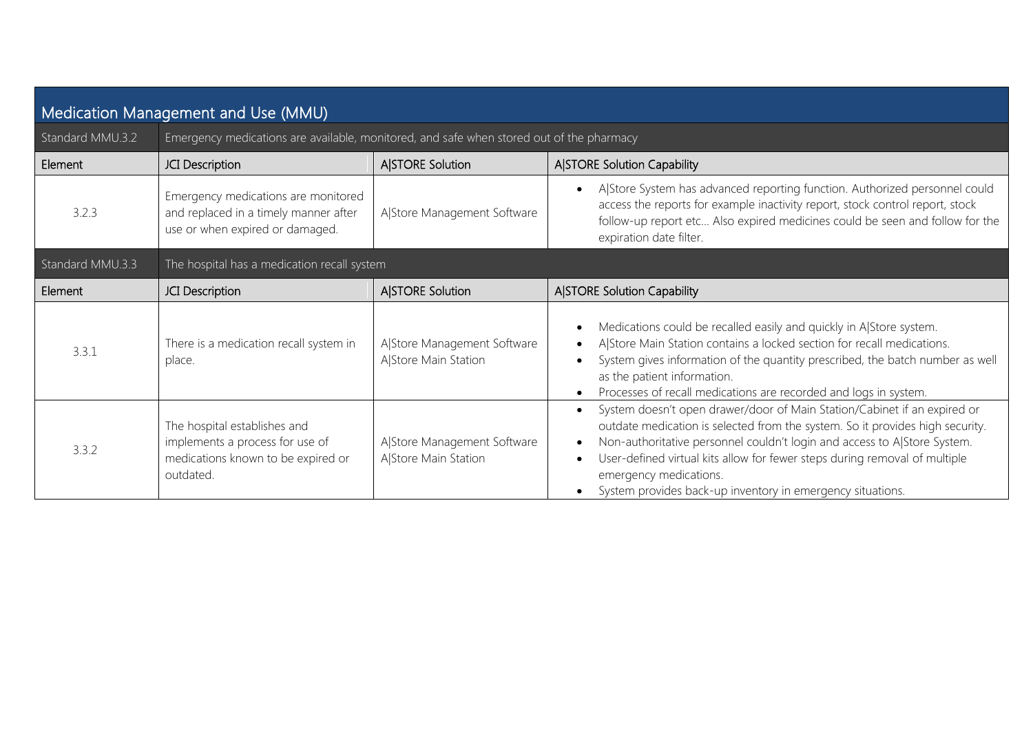## Medication Management and Use (MMU)

| Standard MMU.3.2 | Emergency medications are available, monitored, and safe when stored out of the pharmacy | | |
|---|---|---|---|
| **Element** | **JCI Description** | **A\|STORE Solution** | **A\|STORE Solution Capability** |
| 3.2.3 | Emergency medications are monitored and replaced in a timely manner after use or when expired or damaged. | A\|Store Management Software | • A\|Store System has advanced reporting function. Authorized personnel could access the reports for example inactivity report, stock control report, stock follow-up report etc… Also expired medicines could be seen and follow for the expiration date filter. |
| **Standard MMU.3.3** | **The hospital has a medication recall system** | | |
| **Element** | **JCI Description** | **A\|STORE Solution** | **A\|STORE Solution Capability** |
| 3.3.1 | There is a medication recall system in place. | A\|Store Management Software<br>A\|Store Main Station | • Medications could be recalled easily and quickly in A\|Store system.<br>• A\|Store Main Station contains a locked section for recall medications.<br>• System gives information of the quantity prescribed, the batch number as well as the patient information.<br>• Processes of recall medications are recorded and logs in system. |
| 3.3.2 | The hospital establishes and implements a process for use of medications known to be expired or outdated. | A\|Store Management Software<br>A\|Store Main Station | • System doesn't open drawer/door of Main Station/Cabinet if an expired or outdate medication is selected from the system. So it provides high security.<br>• Non-authoritative personnel couldn't login and access to A\|Store System.<br>• User-defined virtual kits allow for fewer steps during removal of multiple emergency medications.<br>• System provides back-up inventory in emergency situations. |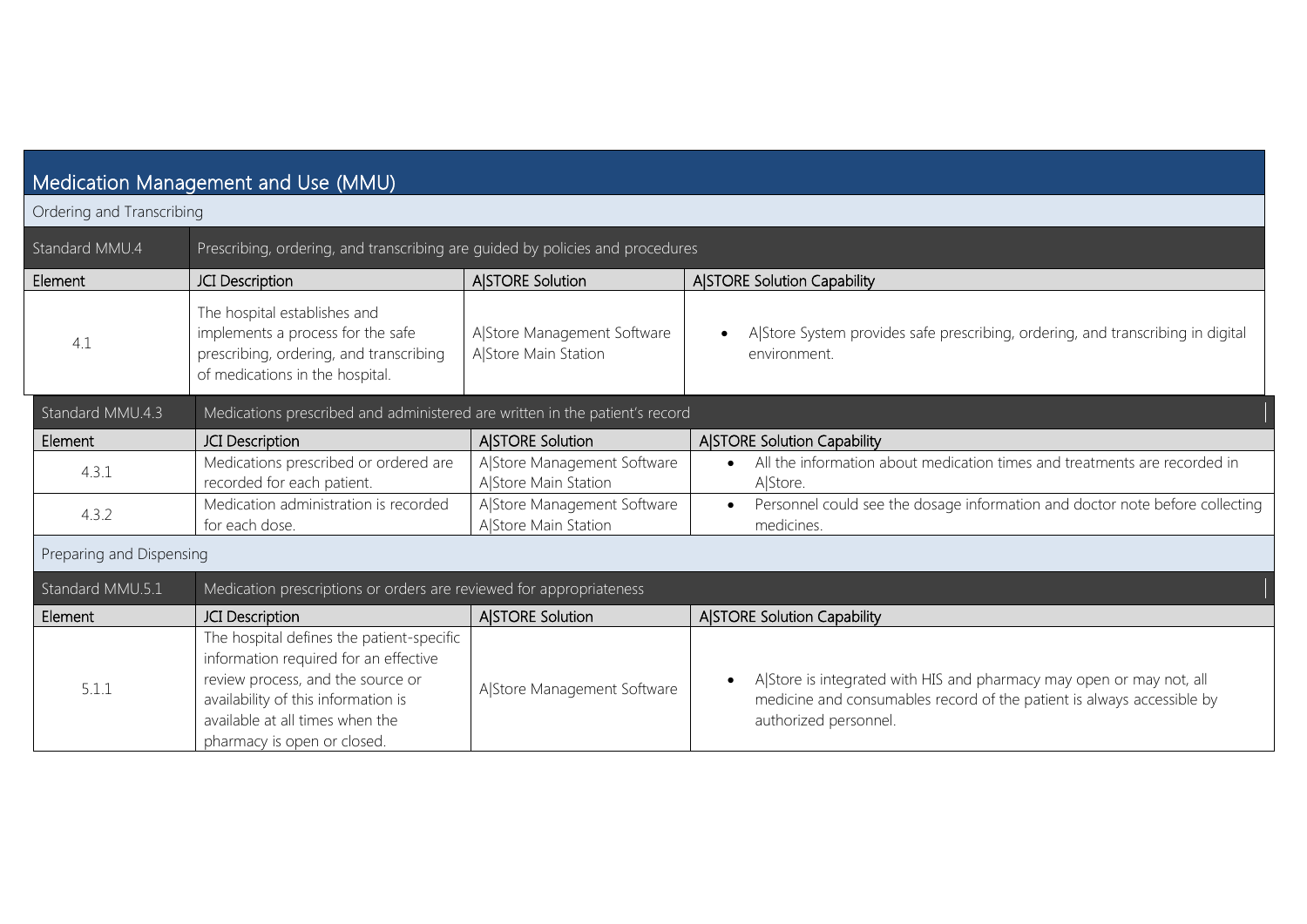## Medication Management and Use (MMU)

### Ordering and Transcribing

| Standard MMU.4 | Prescribing, ordering, and transcribing are guided by policies and procedures | | |
|---|---|---|---|
| Element | JCI Description | A\|STORE Solution | A\|STORE Solution Capability |
| 4.1 | The hospital establishes and implements a process for the safe prescribing, ordering, and transcribing of medications in the hospital. | A\|Store Management Software<br>A\|Store Main Station | • A\|Store System provides safe prescribing, ordering, and transcribing in digital environment. |

| Standard MMU.4.3 | Medications prescribed and administered are written in the patient's record | | |
|---|---|---|---|
| Element | JCI Description | A\|STORE Solution | A\|STORE Solution Capability |
| 4.3.1 | Medications prescribed or ordered are recorded for each patient. | A\|Store Management Software<br>A\|Store Main Station | • All the information about medication times and treatments are recorded in A\|Store. |
| 4.3.2 | Medication administration is recorded for each dose. | A\|Store Management Software<br>A\|Store Main Station | • Personnel could see the dosage information and doctor note before collecting medicines. |

### Preparing and Dispensing

| Standard MMU.5.1 | Medication prescriptions or orders are reviewed for appropriateness | | |
|---|---|---|---|
| Element | JCI Description | A\|STORE Solution | A\|STORE Solution Capability |
| 5.1.1 | The hospital defines the patient-specific information required for an effective review process, and the source or availability of this information is available at all times when the pharmacy is open or closed. | A\|Store Management Software | • A\|Store is integrated with HIS and pharmacy may open or may not, all medicine and consumables record of the patient is always accessible by authorized personnel. |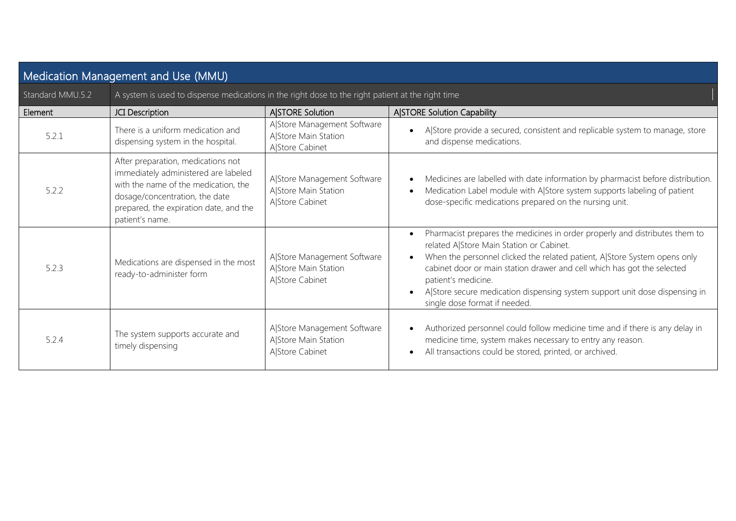## Medication Management and Use (MMU)

| Standard MMU.5.2 | A system is used to dispense medications in the right dose to the right patient at the right time | | |
|---|---|---|---|
| **Element** | **JCI Description** | **A\|STORE Solution** | **A\|STORE Solution Capability** |
| 5.2.1 | There is a uniform medication and dispensing system in the hospital. | A\|Store Management Software<br>A\|Store Main Station<br>A\|Store Cabinet | • A\|Store provide a secured, consistent and replicable system to manage, store and dispense medications. |
| 5.2.2 | After preparation, medications not immediately administered are labeled with the name of the medication, the dosage/concentration, the date prepared, the expiration date, and the patient's name. | A\|Store Management Software<br>A\|Store Main Station<br>A\|Store Cabinet | • Medicines are labelled with date information by pharmacist before distribution.<br>• Medication Label module with A\|Store system supports labeling of patient dose-specific medications prepared on the nursing unit. |
| 5.2.3 | Medications are dispensed in the most ready-to-administer form | A\|Store Management Software<br>A\|Store Main Station<br>A\|Store Cabinet | • Pharmacist prepares the medicines in order properly and distributes them to related A\|Store Main Station or Cabinet.<br>• When the personnel clicked the related patient, A\|Store System opens only cabinet door or main station drawer and cell which has got the selected patient's medicine.<br>• A\|Store secure medication dispensing system support unit dose dispensing in single dose format if needed. |
| 5.2.4 | The system supports accurate and timely dispensing | A\|Store Management Software<br>A\|Store Main Station<br>A\|Store Cabinet | • Authorized personnel could follow medicine time and if there is any delay in medicine time, system makes necessary to entry any reason.<br>• All transactions could be stored, printed, or archived. |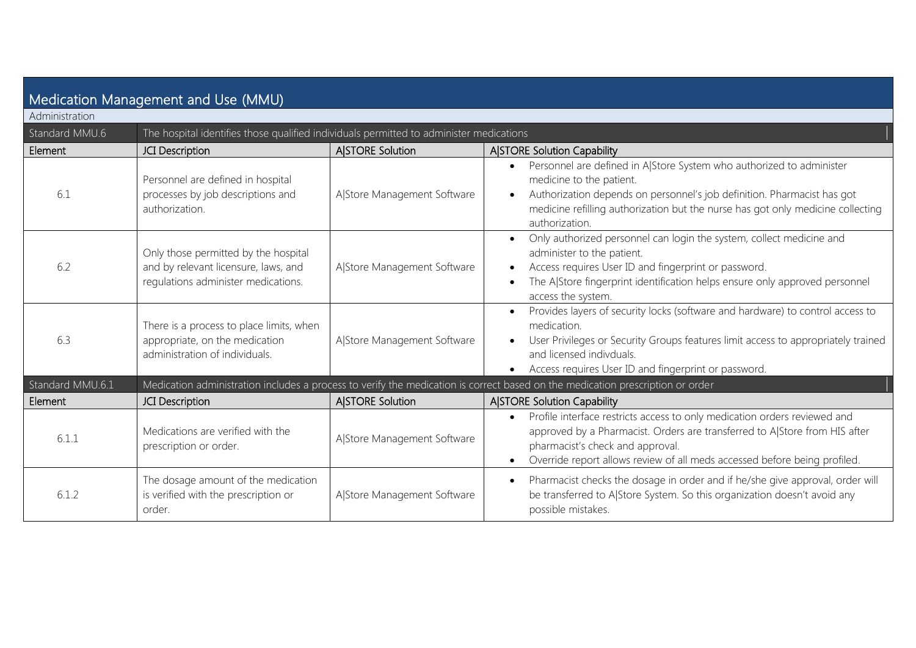## Medication Management and Use (MMU)

### Administration

| Standard MMU.6 | The hospital identifies those qualified individuals permitted to administer medications | | |
|---|---|---|---|
| **Element** | **JCI Description** | **A\|STORE Solution** | **A\|STORE Solution Capability** |
| 6.1 | Personnel are defined in hospital processes by job descriptions and authorization. | A\|Store Management Software | • Personnel are defined in A\|Store System who authorized to administer medicine to the patient.<br>• Authorization depends on personnel's job definition. Pharmacist has got medicine refilling authorization but the nurse has got only medicine collecting authorization. |
| 6.2 | Only those permitted by the hospital and by relevant licensure, laws, and regulations administer medications. | A\|Store Management Software | • Only authorized personnel can login the system, collect medicine and administer to the patient.<br>• Access requires User ID and fingerprint or password.<br>• The A\|Store fingerprint identification helps ensure only approved personnel access the system. |
| 6.3 | There is a process to place limits, when appropriate, on the medication administration of individuals. | A\|Store Management Software | • Provides layers of security locks (software and hardware) to control access to medication.<br>• User Privileges or Security Groups features limit access to appropriately trained and licensed indivduals.<br>• Access requires User ID and fingerprint or password. |
| **Standard MMU.6.1** | **Medication administration includes a process to verify the medication is correct based on the medication prescription or order** | | |
| **Element** | **JCI Description** | **A\|STORE Solution** | **A\|STORE Solution Capability** |
| 6.1.1 | Medications are verified with the prescription or order. | A\|Store Management Software | • Profile interface restricts access to only medication orders reviewed and approved by a Pharmacist. Orders are transferred to A\|Store from HIS after pharmacist's check and approval.<br>• Override report allows review of all meds accessed before being profiled. |
| 6.1.2 | The dosage amount of the medication is verified with the prescription or order. | A\|Store Management Software | • Pharmacist checks the dosage in order and if he/she give approval, order will be transferred to A\|Store System. So this organization doesn't avoid any possible mistakes. |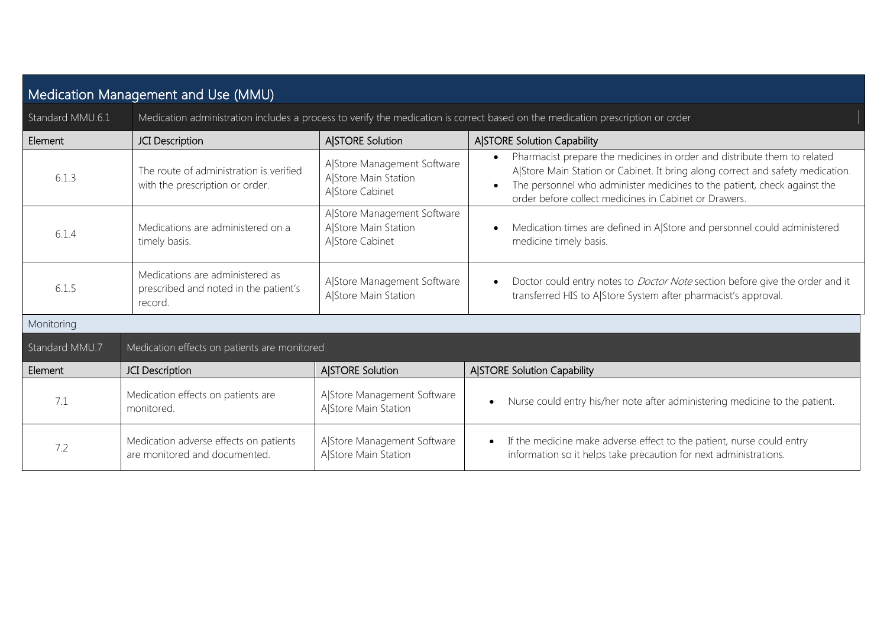## Medication Management and Use (MMU)

| Standard MMU.6.1 | Medication administration includes a process to verify the medication is correct based on the medication prescription or order | | |
|---|---|---|---|
| **Element** | **JCI Description** | **A\|STORE Solution** | **A\|STORE Solution Capability** |
| 6.1.3 | The route of administration is verified with the prescription or order. | A\|Store Management Software<br>A\|Store Main Station<br>A\|Store Cabinet | • Pharmacist prepare the medicines in order and distribute them to related A\|Store Main Station or Cabinet. It bring along correct and safety medication.<br>• The personnel who administer medicines to the patient, check against the order before collect medicines in Cabinet or Drawers. |
| 6.1.4 | Medications are administered on a timely basis. | A\|Store Management Software<br>A\|Store Main Station<br>A\|Store Cabinet | • Medication times are defined in A\|Store and personnel could administered medicine timely basis. |
| 6.1.5 | Medications are administered as prescribed and noted in the patient's record. | A\|Store Management Software<br>A\|Store Main Station | • Doctor could entry notes to *Doctor Note* section before give the order and it transferred HIS to A\|Store System after pharmacist's approval. |

Monitoring

| Standard MMU.7 | Medication effects on patients are monitored | | |
|---|---|---|---|
| **Element** | **JCI Description** | **A\|STORE Solution** | **A\|STORE Solution Capability** |
| 7.1 | Medication effects on patients are monitored. | A\|Store Management Software<br>A\|Store Main Station | • Nurse could entry his/her note after administering medicine to the patient. |
| 7.2 | Medication adverse effects on patients are monitored and documented. | A\|Store Management Software<br>A\|Store Main Station | • If the medicine make adverse effect to the patient, nurse could entry information so it helps take precaution for next administrations. |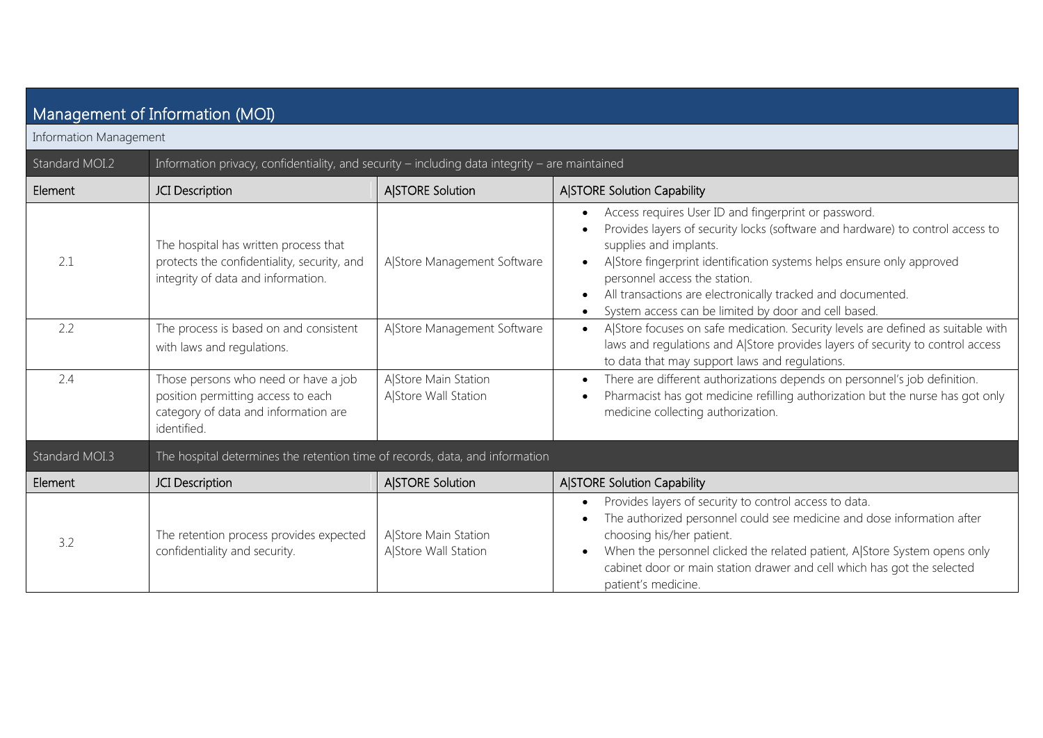## Management of Information (MOI)

### Information Management

| Standard MOI.2 | Information privacy, confidentiality, and security – including data integrity – are maintained | | |
|---|---|---|---|
| **Element** | **JCI Description** | **A\|STORE Solution** | **A\|STORE Solution Capability** |
| 2.1 | The hospital has written process that protects the confidentiality, security, and integrity of data and information. | A\|Store Management Software | • Access requires User ID and fingerprint or password.<br>• Provides layers of security locks (software and hardware) to control access to supplies and implants.<br>• A\|Store fingerprint identification systems helps ensure only approved personnel access the station.<br>• All transactions are electronically tracked and documented.<br>• System access can be limited by door and cell based. |
| 2.2 | The process is based on and consistent with laws and regulations. | A\|Store Management Software | • A\|Store focuses on safe medication. Security levels are defined as suitable with laws and regulations and A\|Store provides layers of security to control access to data that may support laws and regulations. |
| 2.4 | Those persons who need or have a job position permitting access to each category of data and information are identified. | A\|Store Main Station<br>A\|Store Wall Station | • There are different authorizations depends on personnel's job definition.<br>• Pharmacist has got medicine refilling authorization but the nurse has got only medicine collecting authorization. |

| Standard MOI.3 | The hospital determines the retention time of records, data, and information | | |
|---|---|---|---|
| **Element** | **JCI Description** | **A\|STORE Solution** | **A\|STORE Solution Capability** |
| 3.2 | The retention process provides expected confidentiality and security. | A\|Store Main Station<br>A\|Store Wall Station | • Provides layers of security to control access to data.<br>• The authorized personnel could see medicine and dose information after choosing his/her patient.<br>• When the personnel clicked the related patient, A\|Store System opens only cabinet door or main station drawer and cell which has got the selected patient's medicine. |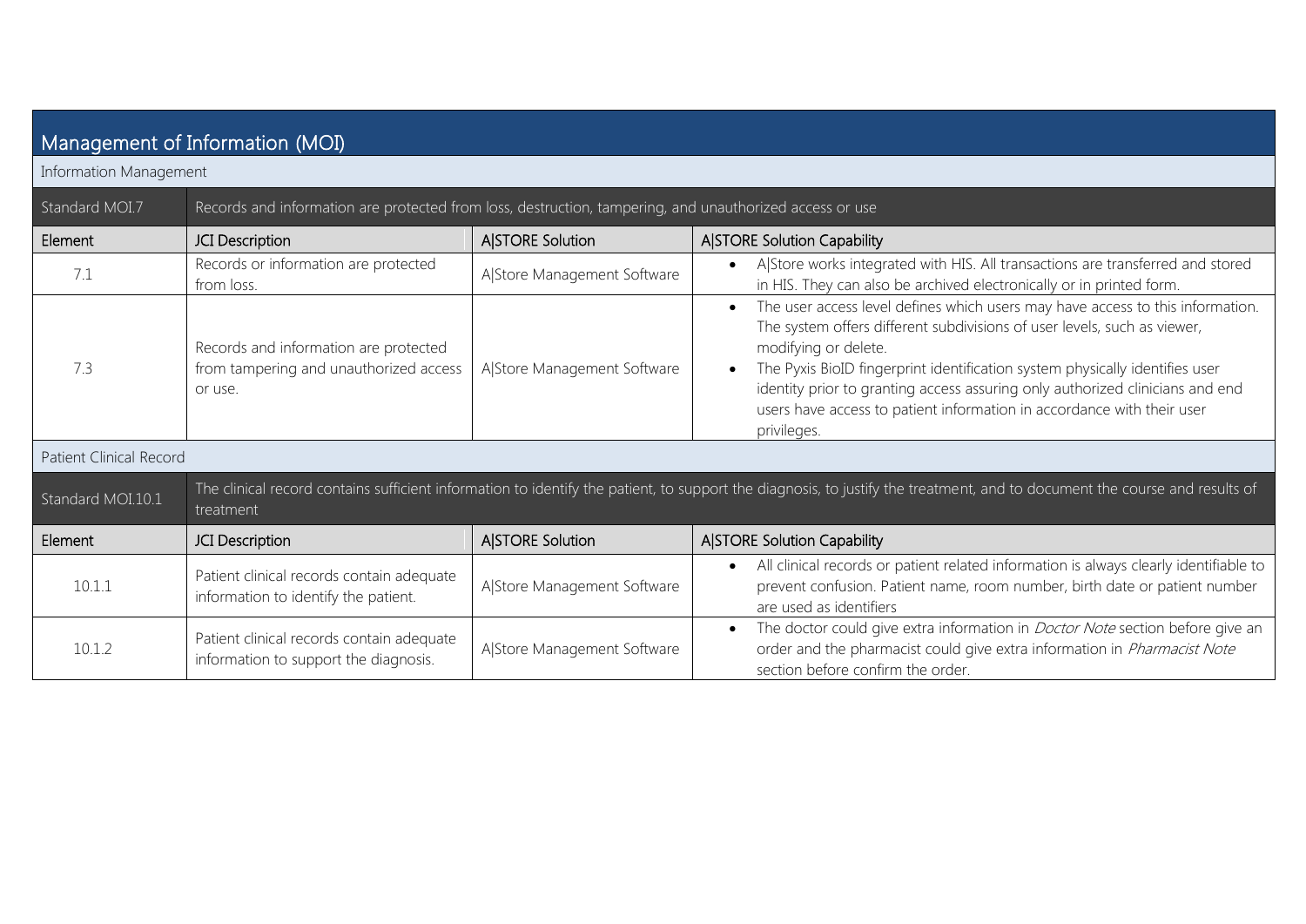## Management of Information (MOI)

### Information Management

| Standard MOI.7 | Records and information are protected from loss, destruction, tampering, and unauthorized access or use | | |
|---|---|---|---|
| **Element** | **JCI Description** | **A\|STORE Solution** | **A\|STORE Solution Capability** |
| 7.1 | Records or information are protected from loss. | A\|Store Management Software | • A\|Store works integrated with HIS. All transactions are transferred and stored in HIS. They can also be archived electronically or in printed form. |
| 7.3 | Records and information are protected from tampering and unauthorized access or use. | A\|Store Management Software | • The user access level defines which users may have access to this information. The system offers different subdivisions of user levels, such as viewer, modifying or delete.<br>• The Pyxis BioID fingerprint identification system physically identifies user identity prior to granting access assuring only authorized clinicians and end users have access to patient information in accordance with their user privileges. |

### Patient Clinical Record

| Standard MOI.10.1 | The clinical record contains sufficient information to identify the patient, to support the diagnosis, to justify the treatment, and to document the course and results of treatment | | |
|---|---|---|---|
| **Element** | **JCI Description** | **A\|STORE Solution** | **A\|STORE Solution Capability** |
| 10.1.1 | Patient clinical records contain adequate information to identify the patient. | A\|Store Management Software | • All clinical records or patient related information is always clearly identifiable to prevent confusion. Patient name, room number, birth date or patient number are used as identifiers |
| 10.1.2 | Patient clinical records contain adequate information to support the diagnosis. | A\|Store Management Software | • The doctor could give extra information in *Doctor Note* section before give an order and the pharmacist could give extra information in *Pharmacist Note* section before confirm the order. |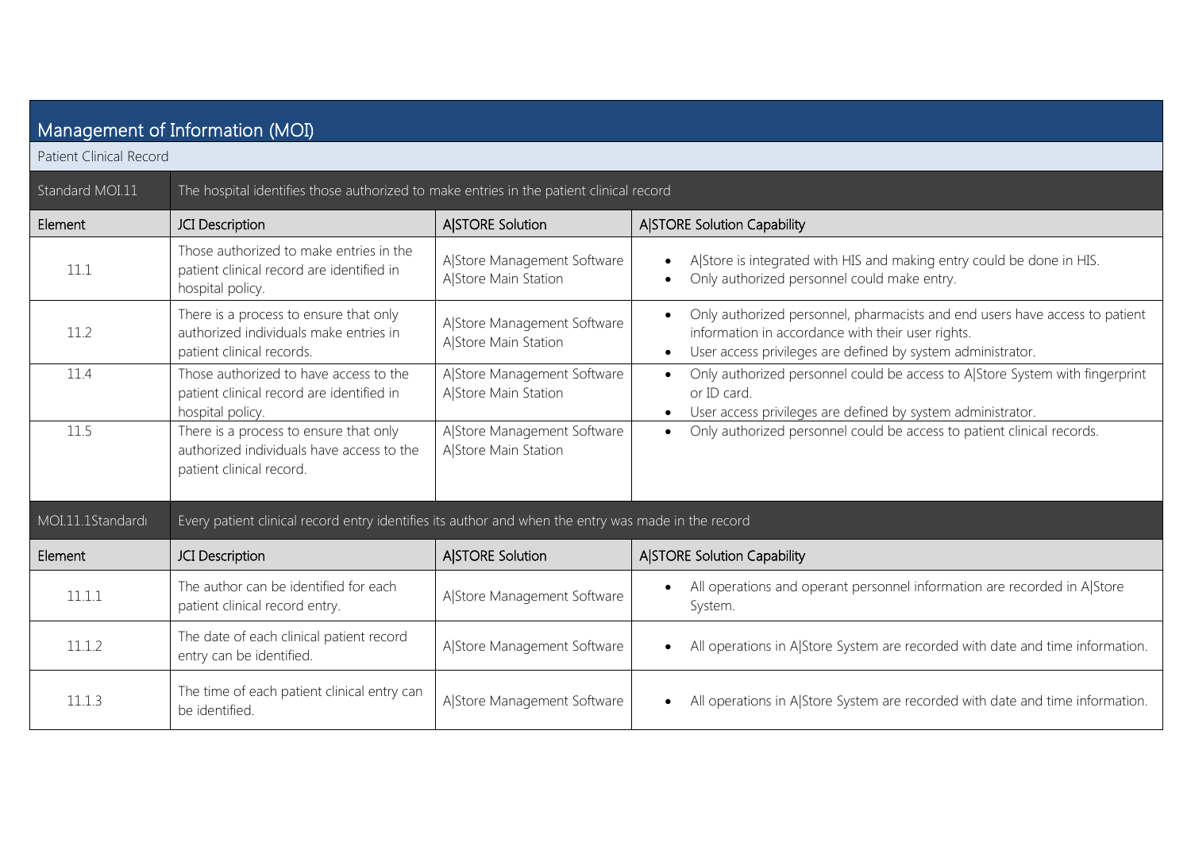## Management of Information (MOI)

Patient Clinical Record

| Standard MOI.11 | The hospital identifies those authorized to make entries in the patient clinical record | | |
|---|---|---|---|
| Element | JCI Description | A\|STORE Solution | A\|STORE Solution Capability |
| 11.1 | Those authorized to make entries in the patient clinical record are identified in hospital policy. | A\|Store Management Software<br>A\|Store Main Station | • A\|Store is integrated with HIS and making entry could be done in HIS.<br>• Only authorized personnel could make entry. |
| 11.2 | There is a process to ensure that only authorized individuals make entries in patient clinical records. | A\|Store Management Software<br>A\|Store Main Station | • Only authorized personnel, pharmacists and end users have access to patient information in accordance with their user rights.<br>• User access privileges are defined by system administrator. |
| 11.4 | Those authorized to have access to the patient clinical record are identified in hospital policy. | A\|Store Management Software<br>A\|Store Main Station | • Only authorized personnel could be access to A\|Store System with fingerprint or ID card.<br>• User access privileges are defined by system administrator. |
| 11.5 | There is a process to ensure that only authorized individuals have access to the patient clinical record. | A\|Store Management Software<br>A\|Store Main Station | • Only authorized personnel could be access to patient clinical records. |

| MOI.11.1Standardı | Every patient clinical record entry identifies its author and when the entry was made in the record | | |
|---|---|---|---|
| Element | JCI Description | A\|STORE Solution | A\|STORE Solution Capability |
| 11.1.1 | The author can be identified for each patient clinical record entry. | A\|Store Management Software | • All operations and operant personnel information are recorded in A\|Store System. |
| 11.1.2 | The date of each clinical patient record entry can be identified. | A\|Store Management Software | • All operations in A\|Store System are recorded with date and time information. |
| 11.1.3 | The time of each patient clinical entry can be identified. | A\|Store Management Software | • All operations in A\|Store System are recorded with date and time information. |